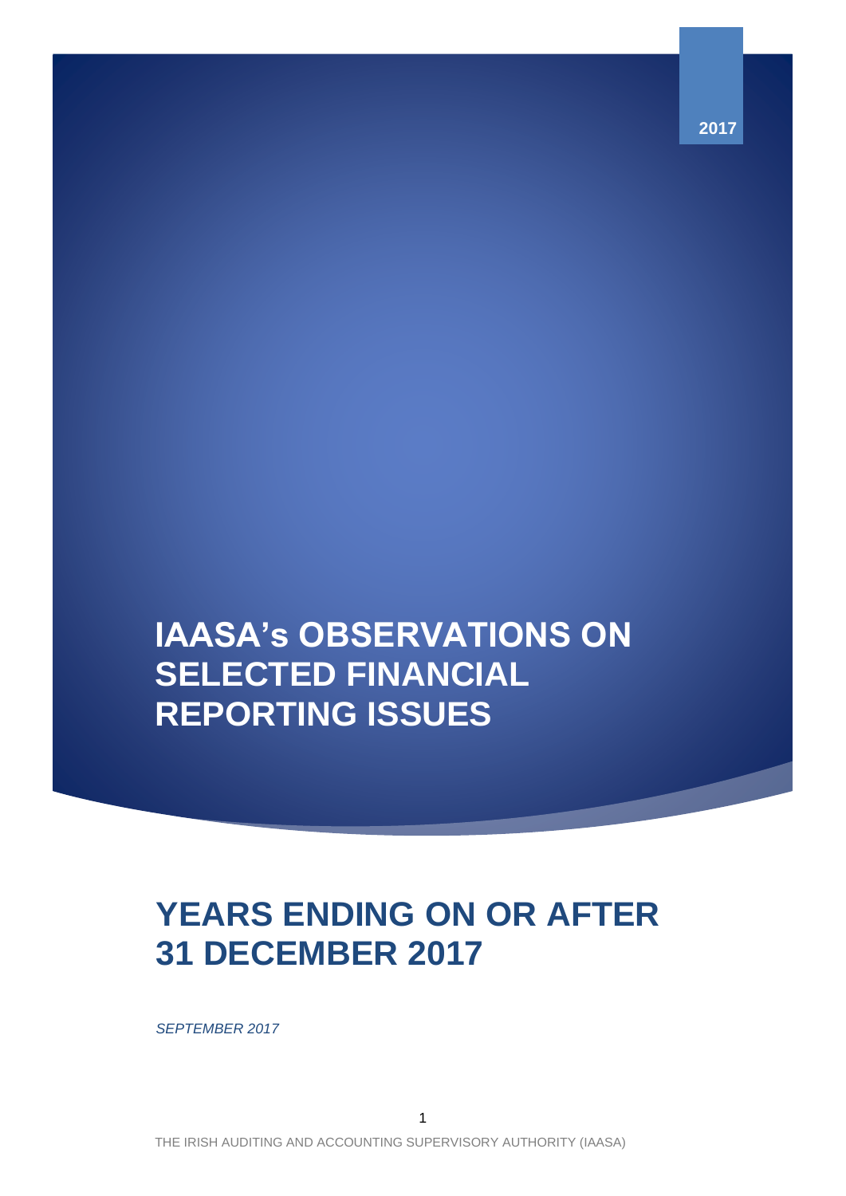2017

# IAASA's OBSERVATIONS ON SELECTED FINANCIAL REPORTING ISSUES

# YEARS ENDING ON OR AFTER 31 DECEMBER 2017

*SEPTEMBER 2017*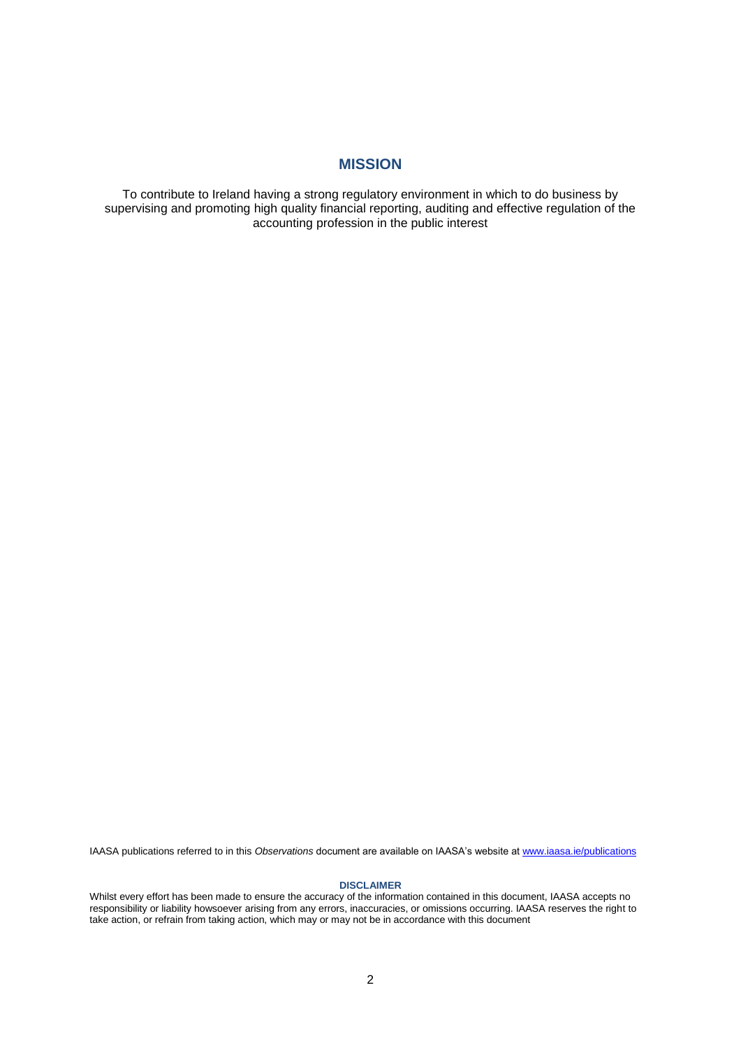## MISSION

To contribute to Ireland having a strong regulatory environment in which to do business by supervising and promoting high quality financial reporting, auditing and effective regulation of the accounting profession in the public interest

IAASA publications referred to in this *Observations* document are available on IAASA's website at [www.iaasa.ie/publications](http://www.iaasa.ie/publications)

**DISCLAIMER**

Whilst every effort has been made to ensure the accuracy of the information contained in this document, IAASA accepts no responsibility or liability howsoever arising from any errors, inaccuracies, or omissions occurring. IAASA reserves the right to take action, or refrain from taking action, which may or may not be in accordance with this document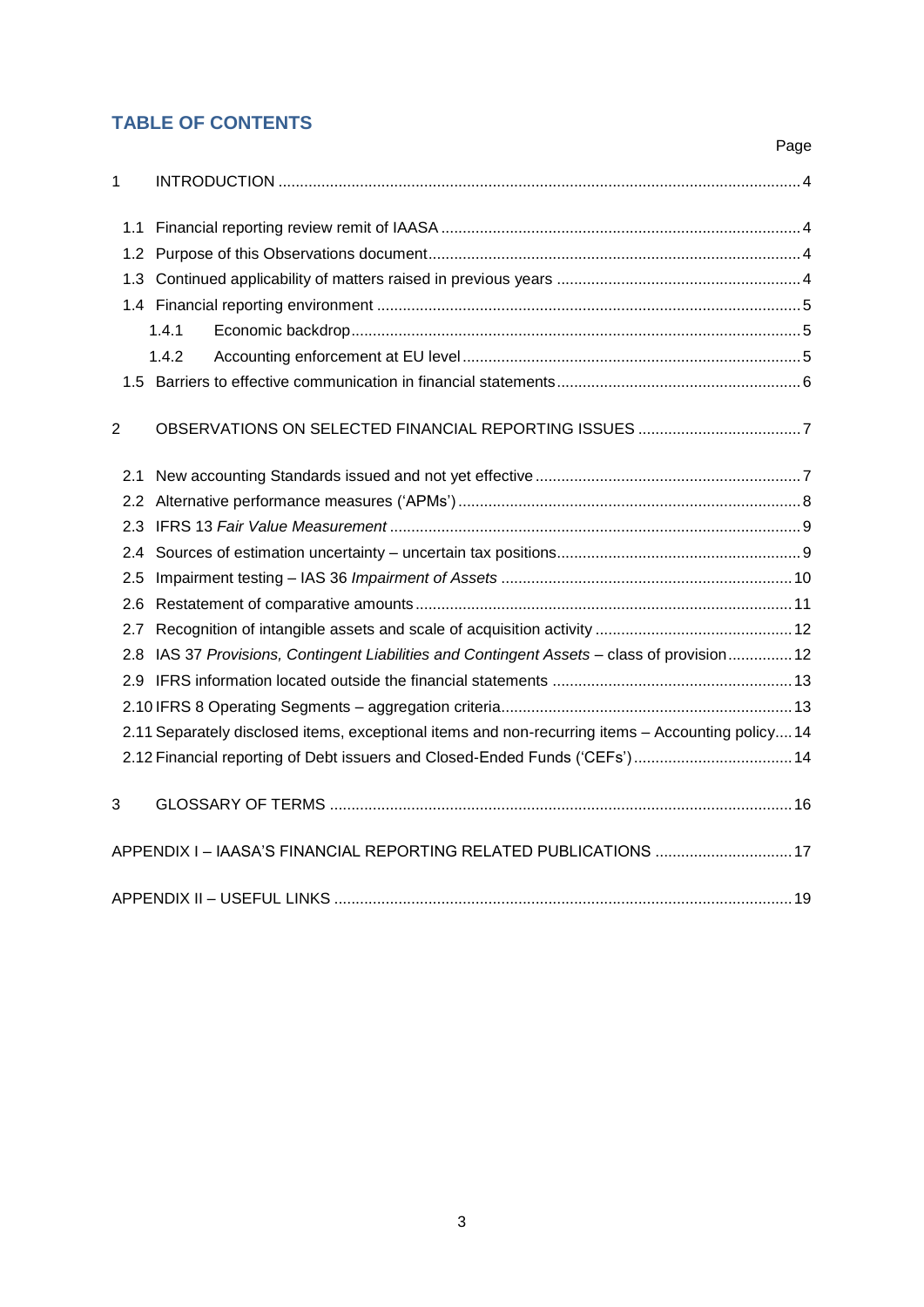## TABLE OF CONTENTS

Page

1 INTRODUCTION ........ 4

- 1.1 Financial reporting review remit of IAASA ........ 4
- 1.2 Purpose of this Observations document ........ 4
- 1.3 Continued applicability of matters raised in previous years ........ 4
- 1.4 Financial reporting environment ........ 5
  - 1.4.1 Economic backdrop ........ 5
  - 1.4.2 Accounting enforcement at EU level ........ 5
- 1.5 Barriers to effective communication in financial statements ........ 6

2 OBSERVATIONS ON SELECTED FINANCIAL REPORTING ISSUES ........ 7

- 2.1 New accounting Standards issued and not yet effective ........ 7
- 2.2 Alternative performance measures ('APMs') ........ 8
- 2.3 IFRS 13 *Fair Value Measurement* ........ 9
- 2.4 Sources of estimation uncertainty – uncertain tax positions ........ 9
- 2.5 Impairment testing – IAS 36 *Impairment of Assets* ........ 10
- 2.6 Restatement of comparative amounts ........ 11
- 2.7 Recognition of intangible assets and scale of acquisition activity ........ 12
- 2.8 IAS 37 *Provisions, Contingent Liabilities and Contingent Assets* – class of provision ........ 12
- 2.9 IFRS information located outside the financial statements ........ 13
- 2.10 IFRS 8 Operating Segments – aggregation criteria ........ 13
- 2.11 Separately disclosed items, exceptional items and non-recurring items – Accounting policy ........ 14
- 2.12 Financial reporting of Debt issuers and Closed-Ended Funds ('CEFs') ........ 14

3 GLOSSARY OF TERMS ........ 16

APPENDIX I – IAASA'S FINANCIAL REPORTING RELATED PUBLICATIONS ........ 17

APPENDIX II – USEFUL LINKS ........ 19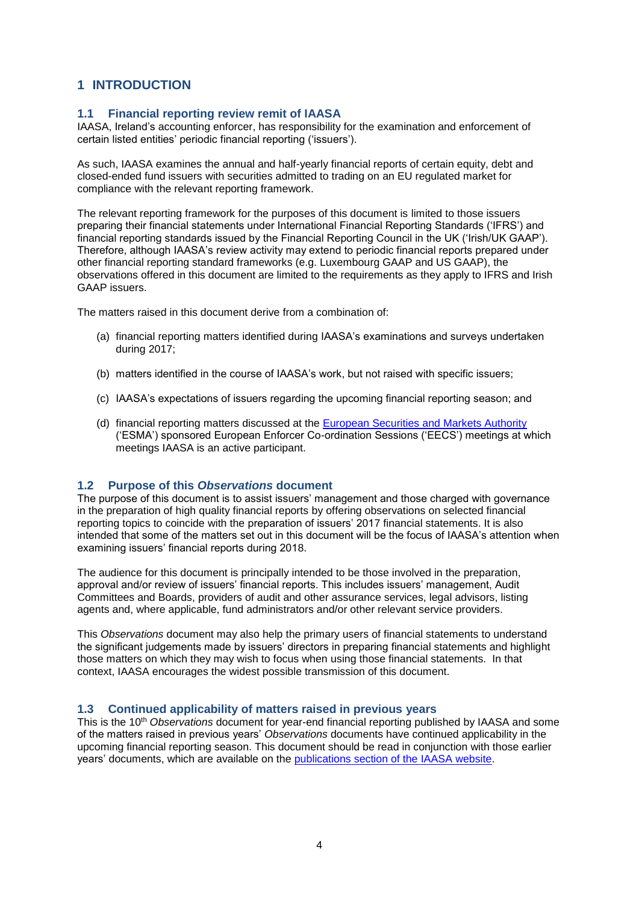# 1 INTRODUCTION

## 1.1 Financial reporting review remit of IAASA

IAASA, Ireland's accounting enforcer, has responsibility for the examination and enforcement of certain listed entities' periodic financial reporting ('issuers').

As such, IAASA examines the annual and half-yearly financial reports of certain equity, debt and closed-ended fund issuers with securities admitted to trading on an EU regulated market for compliance with the relevant reporting framework.

The relevant reporting framework for the purposes of this document is limited to those issuers preparing their financial statements under International Financial Reporting Standards ('IFRS') and financial reporting standards issued by the Financial Reporting Council in the UK ('Irish/UK GAAP'). Therefore, although IAASA's review activity may extend to periodic financial reports prepared under other financial reporting standard frameworks (e.g. Luxembourg GAAP and US GAAP), the observations offered in this document are limited to the requirements as they apply to IFRS and Irish GAAP issuers.

The matters raised in this document derive from a combination of:

(a) financial reporting matters identified during IAASA's examinations and surveys undertaken during 2017;

(b) matters identified in the course of IAASA's work, but not raised with specific issuers;

(c) IAASA's expectations of issuers regarding the upcoming financial reporting season; and

(d) financial reporting matters discussed at the European Securities and Markets Authority ('ESMA') sponsored European Enforcer Co-ordination Sessions ('EECS') meetings at which meetings IAASA is an active participant.

## 1.2 Purpose of this *Observations* document

The purpose of this document is to assist issuers' management and those charged with governance in the preparation of high quality financial reports by offering observations on selected financial reporting topics to coincide with the preparation of issuers' 2017 financial statements. It is also intended that some of the matters set out in this document will be the focus of IAASA's attention when examining issuers' financial reports during 2018.

The audience for this document is principally intended to be those involved in the preparation, approval and/or review of issuers' financial reports. This includes issuers' management, Audit Committees and Boards, providers of audit and other assurance services, legal advisors, listing agents and, where applicable, fund administrators and/or other relevant service providers.

This *Observations* document may also help the primary users of financial statements to understand the significant judgements made by issuers' directors in preparing financial statements and highlight those matters on which they may wish to focus when using those financial statements. In that context, IAASA encourages the widest possible transmission of this document.

## 1.3 Continued applicability of matters raised in previous years

This is the 10th *Observations* document for year-end financial reporting published by IAASA and some of the matters raised in previous years' *Observations* documents have continued applicability in the upcoming financial reporting season. This document should be read in conjunction with those earlier years' documents, which are available on the publications section of the IAASA website.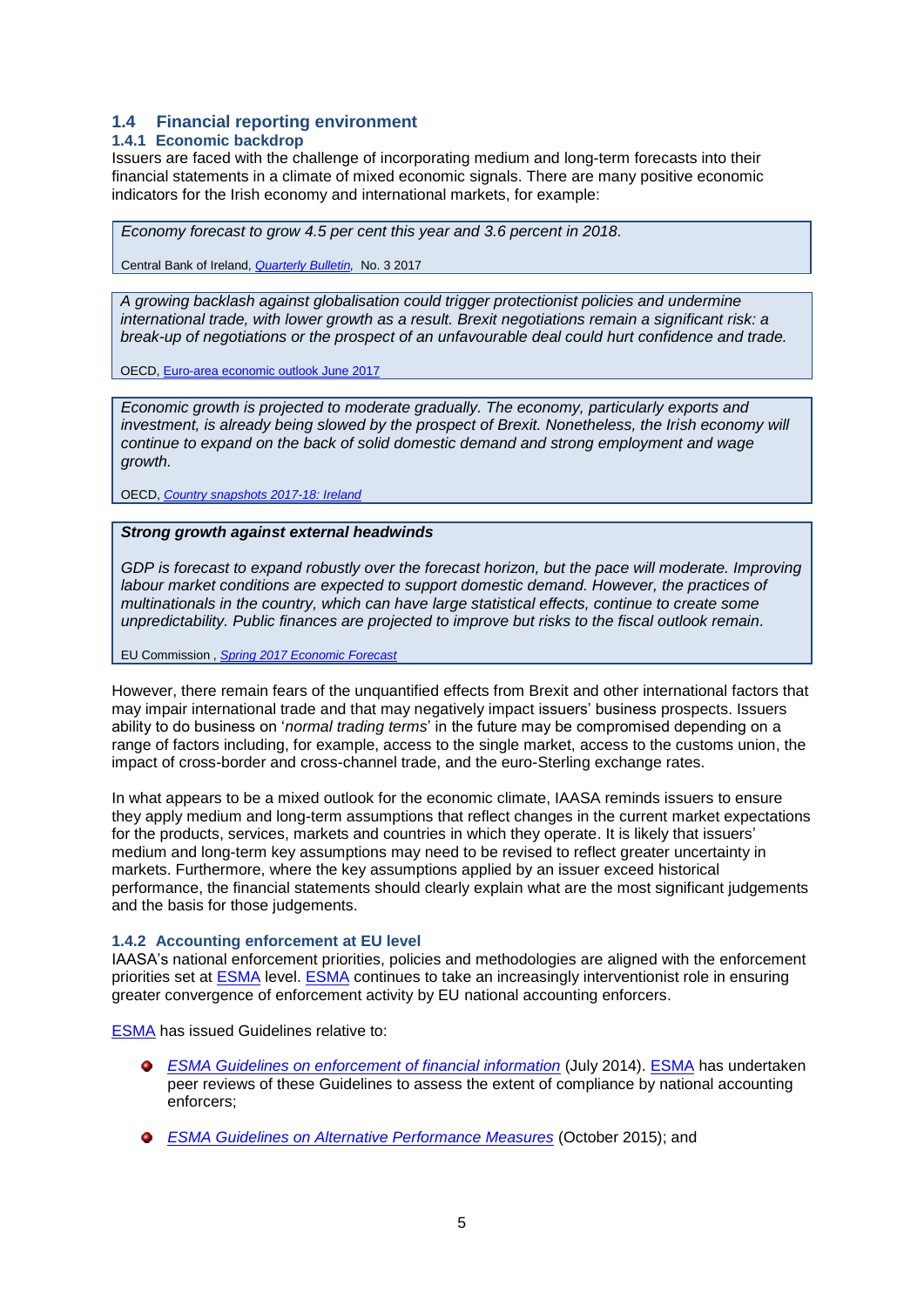## 1.4 Financial reporting environment

### 1.4.1 Economic backdrop

Issuers are faced with the challenge of incorporating medium and long-term forecasts into their financial statements in a climate of mixed economic signals. There are many positive economic indicators for the Irish economy and international markets, for example:

> *Economy forecast to grow 4.5 per cent this year and 3.6 percent in 2018.*
>
> Central Bank of Ireland, *Quarterly Bulletin*, No. 3 2017

> *A growing backlash against globalisation could trigger protectionist policies and undermine international trade, with lower growth as a result. Brexit negotiations remain a significant risk: a break-up of negotiations or the prospect of an unfavourable deal could hurt confidence and trade.*
>
> OECD, Euro-area economic outlook June 2017

> *Economic growth is projected to moderate gradually. The economy, particularly exports and investment, is already being slowed by the prospect of Brexit. Nonetheless, the Irish economy will continue to expand on the back of solid domestic demand and strong employment and wage growth.*
>
> OECD, *Country snapshots 2017-18: Ireland*

> ***Strong growth against external headwinds***
>
> *GDP is forecast to expand robustly over the forecast horizon, but the pace will moderate. Improving labour market conditions are expected to support domestic demand. However, the practices of multinationals in the country, which can have large statistical effects, continue to create some unpredictability. Public finances are projected to improve but risks to the fiscal outlook remain.*
>
> EU Commission , *Spring 2017 Economic Forecast*

However, there remain fears of the unquantified effects from Brexit and other international factors that may impair international trade and that may negatively impact issuers' business prospects. Issuers ability to do business on '*normal trading terms*' in the future may be compromised depending on a range of factors including, for example, access to the single market, access to the customs union, the impact of cross-border and cross-channel trade, and the euro-Sterling exchange rates.

In what appears to be a mixed outlook for the economic climate, IAASA reminds issuers to ensure they apply medium and long-term assumptions that reflect changes in the current market expectations for the products, services, markets and countries in which they operate. It is likely that issuers' medium and long-term key assumptions may need to be revised to reflect greater uncertainty in markets. Furthermore, where the key assumptions applied by an issuer exceed historical performance, the financial statements should clearly explain what are the most significant judgements and the basis for those judgements.

### 1.4.2 Accounting enforcement at EU level

IAASA's national enforcement priorities, policies and methodologies are aligned with the enforcement priorities set at ESMA level. ESMA continues to take an increasingly interventionist role in ensuring greater convergence of enforcement activity by EU national accounting enforcers.

ESMA has issued Guidelines relative to:

- *ESMA Guidelines on enforcement of financial information* (July 2014). ESMA has undertaken peer reviews of these Guidelines to assess the extent of compliance by national accounting enforcers;
- *ESMA Guidelines on Alternative Performance Measures* (October 2015); and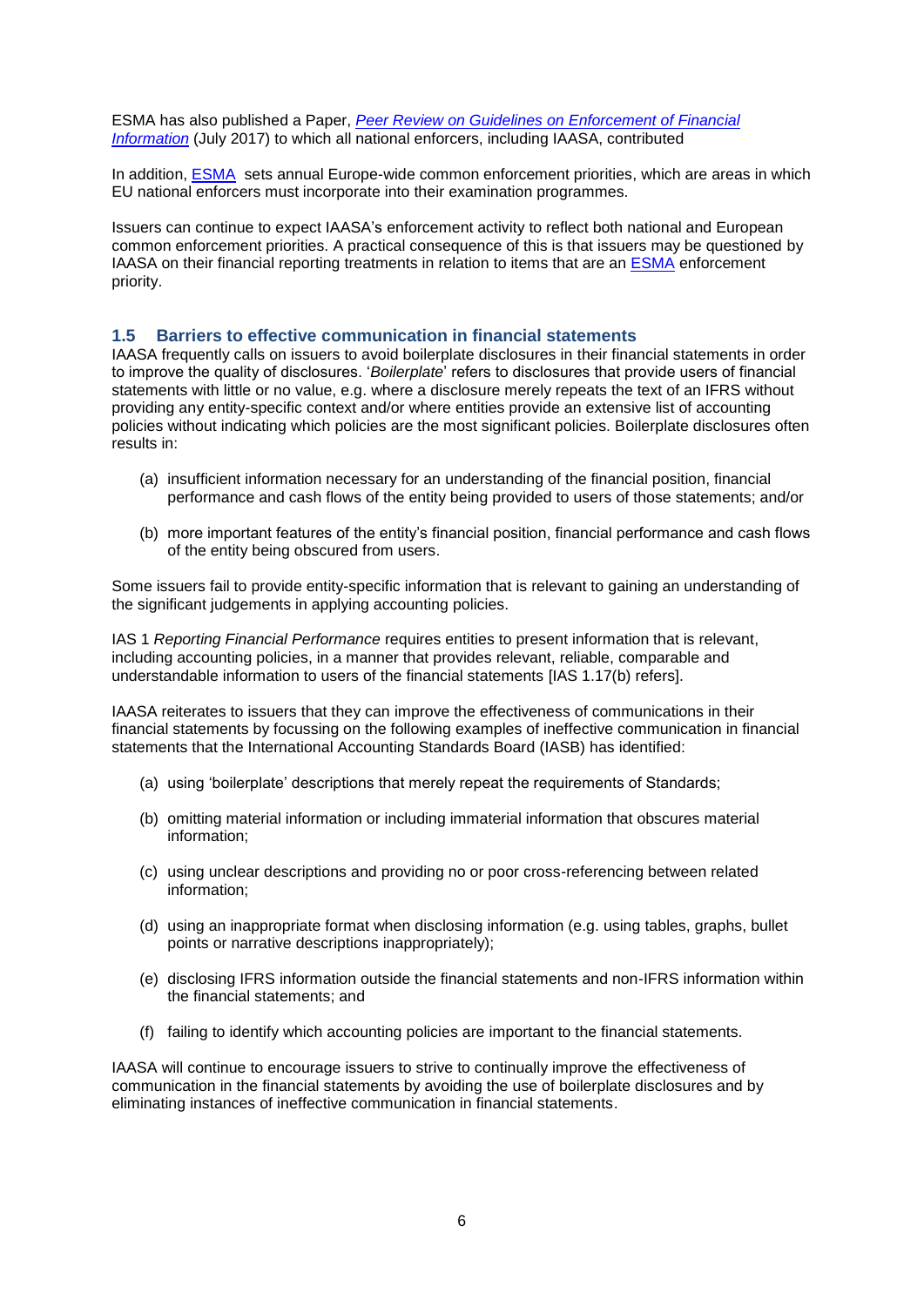ESMA has also published a Paper, *Peer Review on Guidelines on Enforcement of Financial Information* (July 2017) to which all national enforcers, including IAASA, contributed

In addition, ESMA sets annual Europe-wide common enforcement priorities, which are areas in which EU national enforcers must incorporate into their examination programmes.

Issuers can continue to expect IAASA's enforcement activity to reflect both national and European common enforcement priorities. A practical consequence of this is that issuers may be questioned by IAASA on their financial reporting treatments in relation to items that are an ESMA enforcement priority.

## 1.5 Barriers to effective communication in financial statements

IAASA frequently calls on issuers to avoid boilerplate disclosures in their financial statements in order to improve the quality of disclosures. '*Boilerplate*' refers to disclosures that provide users of financial statements with little or no value, e.g. where a disclosure merely repeats the text of an IFRS without providing any entity-specific context and/or where entities provide an extensive list of accounting policies without indicating which policies are the most significant policies. Boilerplate disclosures often results in:

(a) insufficient information necessary for an understanding of the financial position, financial performance and cash flows of the entity being provided to users of those statements; and/or

(b) more important features of the entity's financial position, financial performance and cash flows of the entity being obscured from users.

Some issuers fail to provide entity-specific information that is relevant to gaining an understanding of the significant judgements in applying accounting policies.

IAS 1 *Reporting Financial Performance* requires entities to present information that is relevant, including accounting policies, in a manner that provides relevant, reliable, comparable and understandable information to users of the financial statements [IAS 1.17(b) refers].

IAASA reiterates to issuers that they can improve the effectiveness of communications in their financial statements by focussing on the following examples of ineffective communication in financial statements that the International Accounting Standards Board (IASB) has identified:

(a) using 'boilerplate' descriptions that merely repeat the requirements of Standards;

(b) omitting material information or including immaterial information that obscures material information;

(c) using unclear descriptions and providing no or poor cross-referencing between related information;

(d) using an inappropriate format when disclosing information (e.g. using tables, graphs, bullet points or narrative descriptions inappropriately);

(e) disclosing IFRS information outside the financial statements and non-IFRS information within the financial statements; and

(f) failing to identify which accounting policies are important to the financial statements.

IAASA will continue to encourage issuers to strive to continually improve the effectiveness of communication in the financial statements by avoiding the use of boilerplate disclosures and by eliminating instances of ineffective communication in financial statements.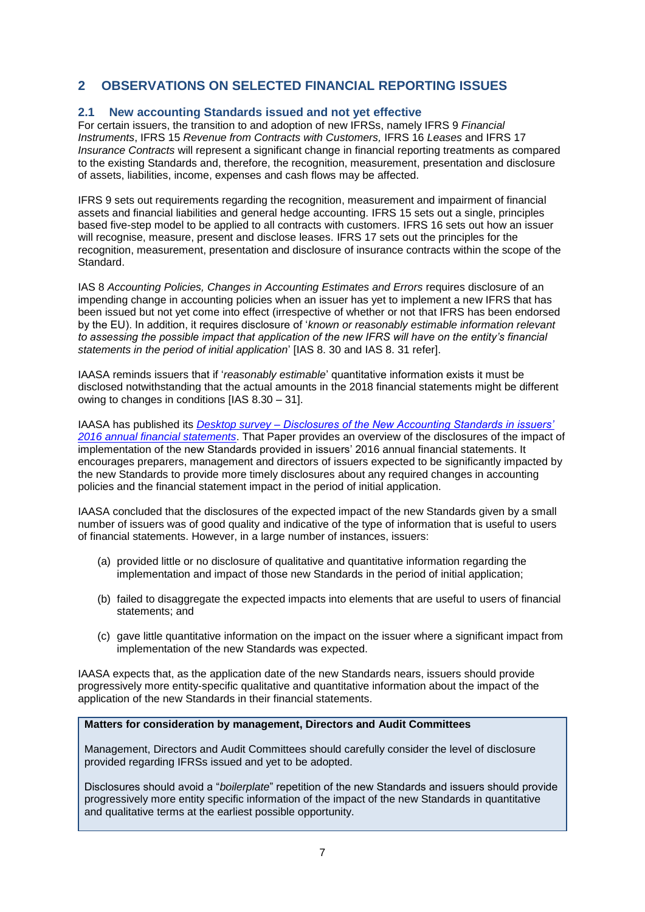## 2 OBSERVATIONS ON SELECTED FINANCIAL REPORTING ISSUES

### 2.1 New accounting Standards issued and not yet effective

For certain issuers, the transition to and adoption of new IFRSs, namely IFRS 9 *Financial Instruments*, IFRS 15 *Revenue from Contracts with Customers,* IFRS 16 *Leases* and IFRS 17 *Insurance Contracts* will represent a significant change in financial reporting treatments as compared to the existing Standards and, therefore, the recognition, measurement, presentation and disclosure of assets, liabilities, income, expenses and cash flows may be affected.

IFRS 9 sets out requirements regarding the recognition, measurement and impairment of financial assets and financial liabilities and general hedge accounting. IFRS 15 sets out a single, principles based five-step model to be applied to all contracts with customers. IFRS 16 sets out how an issuer will recognise, measure, present and disclose leases. IFRS 17 sets out the principles for the recognition, measurement, presentation and disclosure of insurance contracts within the scope of the Standard.

IAS 8 *Accounting Policies, Changes in Accounting Estimates and Errors* requires disclosure of an impending change in accounting policies when an issuer has yet to implement a new IFRS that has been issued but not yet come into effect (irrespective of whether or not that IFRS has been endorsed by the EU). In addition, it requires disclosure of '*known or reasonably estimable information relevant to assessing the possible impact that application of the new IFRS will have on the entity's financial statements in the period of initial application*' [IAS 8. 30 and IAS 8. 31 refer].

IAASA reminds issuers that if '*reasonably estimable*' quantitative information exists it must be disclosed notwithstanding that the actual amounts in the 2018 financial statements might be different owing to changes in conditions [IAS 8.30 – 31].

IAASA has published its *Desktop survey – Disclosures of the New Accounting Standards in issuers' 2016 annual financial statements*. That Paper provides an overview of the disclosures of the impact of implementation of the new Standards provided in issuers' 2016 annual financial statements. It encourages preparers, management and directors of issuers expected to be significantly impacted by the new Standards to provide more timely disclosures about any required changes in accounting policies and the financial statement impact in the period of initial application.

IAASA concluded that the disclosures of the expected impact of the new Standards given by a small number of issuers was of good quality and indicative of the type of information that is useful to users of financial statements. However, in a large number of instances, issuers:

(a) provided little or no disclosure of qualitative and quantitative information regarding the implementation and impact of those new Standards in the period of initial application;

(b) failed to disaggregate the expected impacts into elements that are useful to users of financial statements; and

(c) gave little quantitative information on the impact on the issuer where a significant impact from implementation of the new Standards was expected.

IAASA expects that, as the application date of the new Standards nears, issuers should provide progressively more entity-specific qualitative and quantitative information about the impact of the application of the new Standards in their financial statements.

**Matters for consideration by management, Directors and Audit Committees**

Management, Directors and Audit Committees should carefully consider the level of disclosure provided regarding IFRSs issued and yet to be adopted.

Disclosures should avoid a "*boilerplate*" repetition of the new Standards and issuers should provide progressively more entity specific information of the impact of the new Standards in quantitative and qualitative terms at the earliest possible opportunity.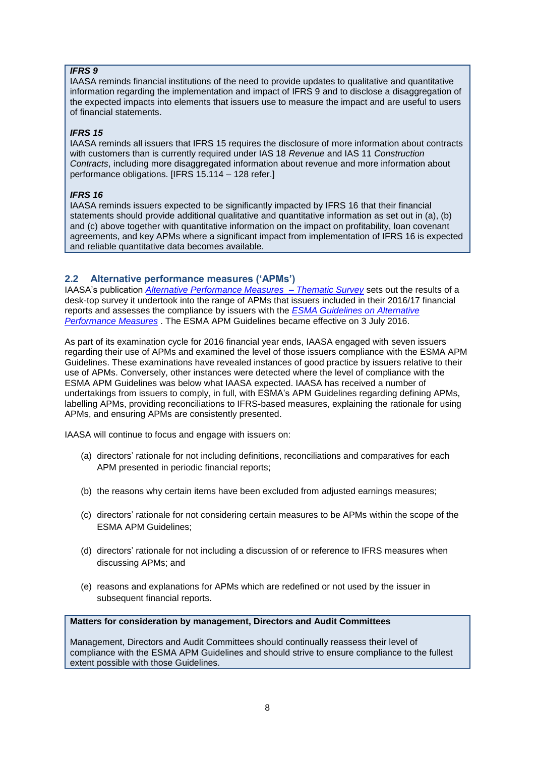***IFRS 9***

IAASA reminds financial institutions of the need to provide updates to qualitative and quantitative information regarding the implementation and impact of IFRS 9 and to disclose a disaggregation of the expected impacts into elements that issuers use to measure the impact and are useful to users of financial statements.

***IFRS 15***

IAASA reminds all issuers that IFRS 15 requires the disclosure of more information about contracts with customers than is currently required under IAS 18 *Revenue* and IAS 11 *Construction Contracts*, including more disaggregated information about revenue and more information about performance obligations. [IFRS 15.114 – 128 refer.]

***IFRS 16***

IAASA reminds issuers expected to be significantly impacted by IFRS 16 that their financial statements should provide additional qualitative and quantitative information as set out in (a), (b) and (c) above together with quantitative information on the impact on profitability, loan covenant agreements, and key APMs where a significant impact from implementation of IFRS 16 is expected and reliable quantitative data becomes available.

## 2.2 Alternative performance measures ('APMs')

IAASA's publication *Alternative Performance Measures – Thematic Survey* sets out the results of a desk-top survey it undertook into the range of APMs that issuers included in their 2016/17 financial reports and assesses the compliance by issuers with the *ESMA Guidelines on Alternative Performance Measures* . The ESMA APM Guidelines became effective on 3 July 2016.

As part of its examination cycle for 2016 financial year ends, IAASA engaged with seven issuers regarding their use of APMs and examined the level of those issuers compliance with the ESMA APM Guidelines. These examinations have revealed instances of good practice by issuers relative to their use of APMs. Conversely, other instances were detected where the level of compliance with the ESMA APM Guidelines was below what IAASA expected. IAASA has received a number of undertakings from issuers to comply, in full, with ESMA's APM Guidelines regarding defining APMs, labelling APMs, providing reconciliations to IFRS-based measures, explaining the rationale for using APMs, and ensuring APMs are consistently presented.

IAASA will continue to focus and engage with issuers on:

(a) directors' rationale for not including definitions, reconciliations and comparatives for each APM presented in periodic financial reports;

(b) the reasons why certain items have been excluded from adjusted earnings measures;

(c) directors' rationale for not considering certain measures to be APMs within the scope of the ESMA APM Guidelines;

(d) directors' rationale for not including a discussion of or reference to IFRS measures when discussing APMs; and

(e) reasons and explanations for APMs which are redefined or not used by the issuer in subsequent financial reports.

**Matters for consideration by management, Directors and Audit Committees**

Management, Directors and Audit Committees should continually reassess their level of compliance with the ESMA APM Guidelines and should strive to ensure compliance to the fullest extent possible with those Guidelines.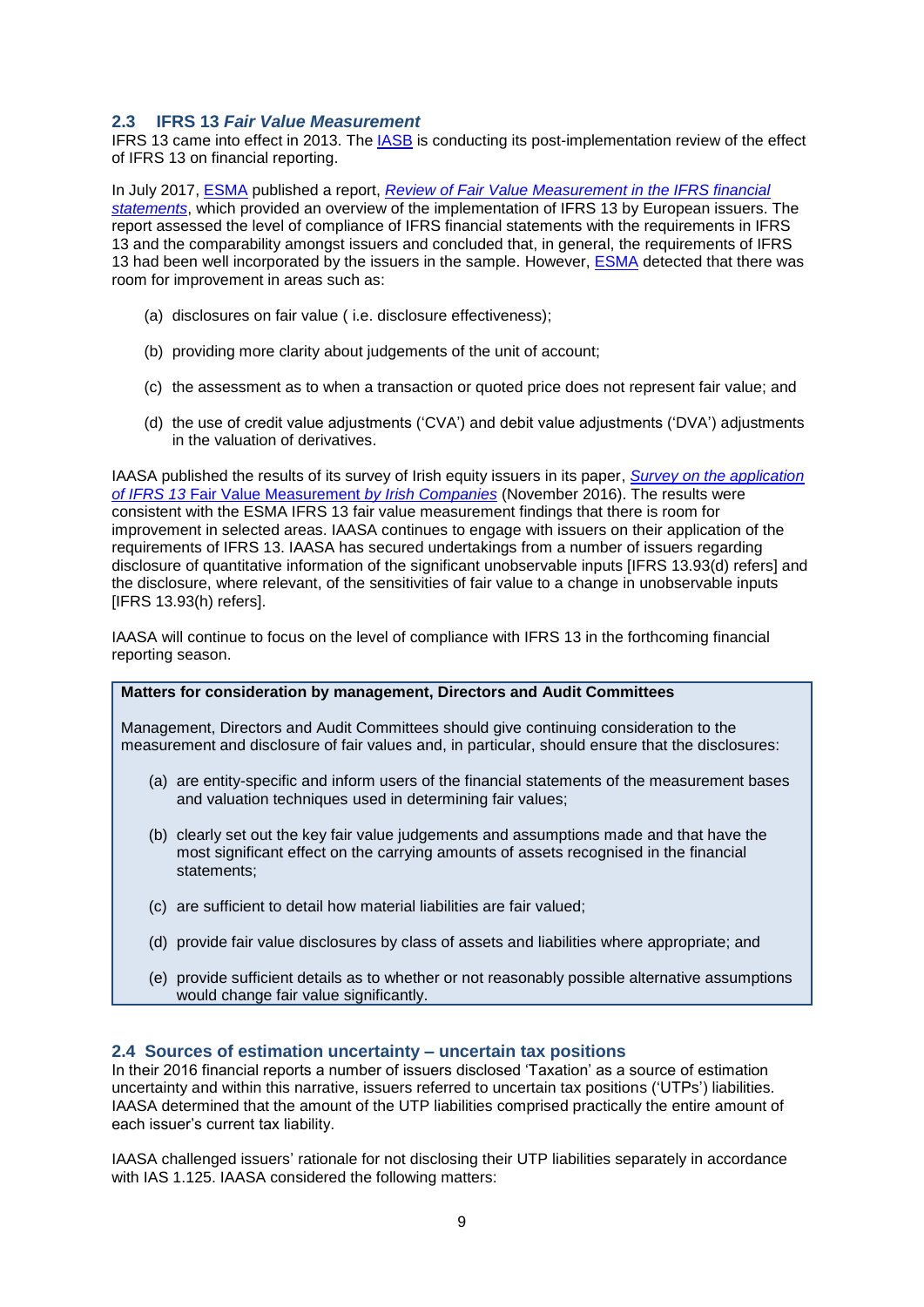## 2.3 IFRS 13 *Fair Value Measurement*

IFRS 13 came into effect in 2013. The IASB is conducting its post-implementation review of the effect of IFRS 13 on financial reporting.

In July 2017, ESMA published a report, *Review of Fair Value Measurement in the IFRS financial statements*, which provided an overview of the implementation of IFRS 13 by European issuers. The report assessed the level of compliance of IFRS financial statements with the requirements in IFRS 13 and the comparability amongst issuers and concluded that, in general, the requirements of IFRS 13 had been well incorporated by the issuers in the sample. However, ESMA detected that there was room for improvement in areas such as:

(a) disclosures on fair value ( i.e. disclosure effectiveness);

(b) providing more clarity about judgements of the unit of account;

(c) the assessment as to when a transaction or quoted price does not represent fair value; and

(d) the use of credit value adjustments ('CVA') and debit value adjustments ('DVA') adjustments in the valuation of derivatives.

IAASA published the results of its survey of Irish equity issuers in its paper, *Survey on the application of IFRS 13* Fair Value Measurement *by Irish Companies* (November 2016). The results were consistent with the ESMA IFRS 13 fair value measurement findings that there is room for improvement in selected areas. IAASA continues to engage with issuers on their application of the requirements of IFRS 13. IAASA has secured undertakings from a number of issuers regarding disclosure of quantitative information of the significant unobservable inputs [IFRS 13.93(d) refers] and the disclosure, where relevant, of the sensitivities of fair value to a change in unobservable inputs [IFRS 13.93(h) refers].

IAASA will continue to focus on the level of compliance with IFRS 13 in the forthcoming financial reporting season.

> **Matters for consideration by management, Directors and Audit Committees**
>
> Management, Directors and Audit Committees should give continuing consideration to the measurement and disclosure of fair values and, in particular, should ensure that the disclosures:
>
> (a) are entity-specific and inform users of the financial statements of the measurement bases and valuation techniques used in determining fair values;
>
> (b) clearly set out the key fair value judgements and assumptions made and that have the most significant effect on the carrying amounts of assets recognised in the financial statements;
>
> (c) are sufficient to detail how material liabilities are fair valued;
>
> (d) provide fair value disclosures by class of assets and liabilities where appropriate; and
>
> (e) provide sufficient details as to whether or not reasonably possible alternative assumptions would change fair value significantly.

## 2.4 Sources of estimation uncertainty – uncertain tax positions

In their 2016 financial reports a number of issuers disclosed 'Taxation' as a source of estimation uncertainty and within this narrative, issuers referred to uncertain tax positions ('UTPs') liabilities. IAASA determined that the amount of the UTP liabilities comprised practically the entire amount of each issuer's current tax liability.

IAASA challenged issuers' rationale for not disclosing their UTP liabilities separately in accordance with IAS 1.125. IAASA considered the following matters: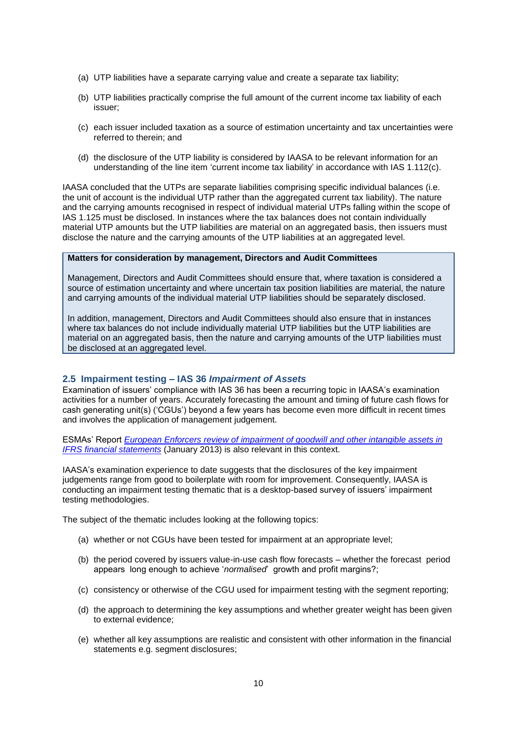(a) UTP liabilities have a separate carrying value and create a separate tax liability;

(b) UTP liabilities practically comprise the full amount of the current income tax liability of each issuer;

(c) each issuer included taxation as a source of estimation uncertainty and tax uncertainties were referred to therein; and

(d) the disclosure of the UTP liability is considered by IAASA to be relevant information for an understanding of the line item 'current income tax liability' in accordance with IAS 1.112(c).

IAASA concluded that the UTPs are separate liabilities comprising specific individual balances (i.e. the unit of account is the individual UTP rather than the aggregated current tax liability). The nature and the carrying amounts recognised in respect of individual material UTPs falling within the scope of IAS 1.125 must be disclosed. In instances where the tax balances does not contain individually material UTP amounts but the UTP liabilities are material on an aggregated basis, then issuers must disclose the nature and the carrying amounts of the UTP liabilities at an aggregated level.

**Matters for consideration by management, Directors and Audit Committees**

Management, Directors and Audit Committees should ensure that, where taxation is considered a source of estimation uncertainty and where uncertain tax position liabilities are material, the nature and carrying amounts of the individual material UTP liabilities should be separately disclosed.

In addition, management, Directors and Audit Committees should also ensure that in instances where tax balances do not include individually material UTP liabilities but the UTP liabilities are material on an aggregated basis, then the nature and carrying amounts of the UTP liabilities must be disclosed at an aggregated level.

## 2.5 Impairment testing – IAS 36 *Impairment of Assets*

Examination of issuers' compliance with IAS 36 has been a recurring topic in IAASA's examination activities for a number of years. Accurately forecasting the amount and timing of future cash flows for cash generating unit(s) ('CGUs') beyond a few years has become even more difficult in recent times and involves the application of management judgement.

ESMAs' Report *European Enforcers review of impairment of goodwill and other intangible assets in IFRS financial statements* (January 2013) is also relevant in this context.

IAASA's examination experience to date suggests that the disclosures of the key impairment judgements range from good to boilerplate with room for improvement. Consequently, IAASA is conducting an impairment testing thematic that is a desktop-based survey of issuers' impairment testing methodologies.

The subject of the thematic includes looking at the following topics:

(a) whether or not CGUs have been tested for impairment at an appropriate level;

(b) the period covered by issuers value-in-use cash flow forecasts – whether the forecast period appears long enough to achieve '*normalised*' growth and profit margins?;

(c) consistency or otherwise of the CGU used for impairment testing with the segment reporting;

(d) the approach to determining the key assumptions and whether greater weight has been given to external evidence;

(e) whether all key assumptions are realistic and consistent with other information in the financial statements e.g. segment disclosures;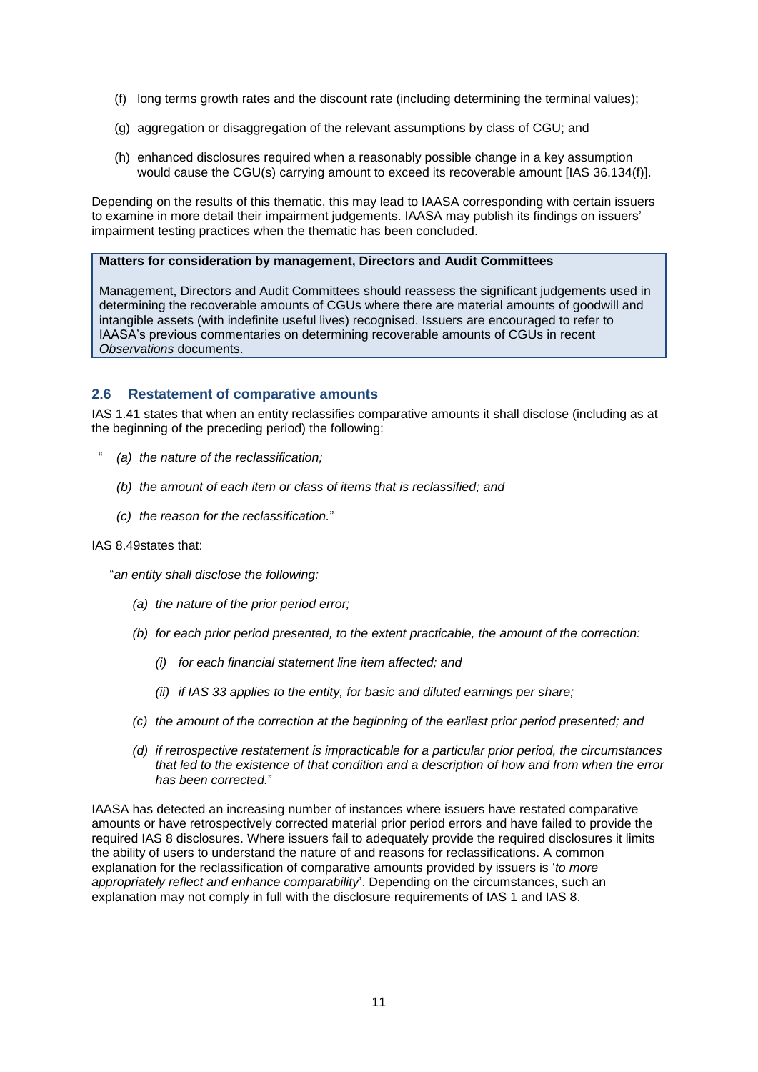(f) long terms growth rates and the discount rate (including determining the terminal values);

(g) aggregation or disaggregation of the relevant assumptions by class of CGU; and

(h) enhanced disclosures required when a reasonably possible change in a key assumption would cause the CGU(s) carrying amount to exceed its recoverable amount [IAS 36.134(f)].

Depending on the results of this thematic, this may lead to IAASA corresponding with certain issuers to examine in more detail their impairment judgements. IAASA may publish its findings on issuers' impairment testing practices when the thematic has been concluded.

> **Matters for consideration by management, Directors and Audit Committees**
>
> Management, Directors and Audit Committees should reassess the significant judgements used in determining the recoverable amounts of CGUs where there are material amounts of goodwill and intangible assets (with indefinite useful lives) recognised. Issuers are encouraged to refer to IAASA's previous commentaries on determining recoverable amounts of CGUs in recent *Observations* documents.

### 2.6 Restatement of comparative amounts

IAS 1.41 states that when an entity reclassifies comparative amounts it shall disclose (including as at the beginning of the preceding period) the following:

" *(a) the nature of the reclassification;*

*(b) the amount of each item or class of items that is reclassified; and*

*(c) the reason for the reclassification.*"

IAS 8.49states that:

"*an entity shall disclose the following:*

*(a) the nature of the prior period error;*

*(b) for each prior period presented, to the extent practicable, the amount of the correction:*

*(i) for each financial statement line item affected; and*

*(ii) if IAS 33 applies to the entity, for basic and diluted earnings per share;*

*(c) the amount of the correction at the beginning of the earliest prior period presented; and*

*(d) if retrospective restatement is impracticable for a particular prior period, the circumstances that led to the existence of that condition and a description of how and from when the error has been corrected.*"

IAASA has detected an increasing number of instances where issuers have restated comparative amounts or have retrospectively corrected material prior period errors and have failed to provide the required IAS 8 disclosures. Where issuers fail to adequately provide the required disclosures it limits the ability of users to understand the nature of and reasons for reclassifications. A common explanation for the reclassification of comparative amounts provided by issuers is '*to more appropriately reflect and enhance comparability*'. Depending on the circumstances, such an explanation may not comply in full with the disclosure requirements of IAS 1 and IAS 8.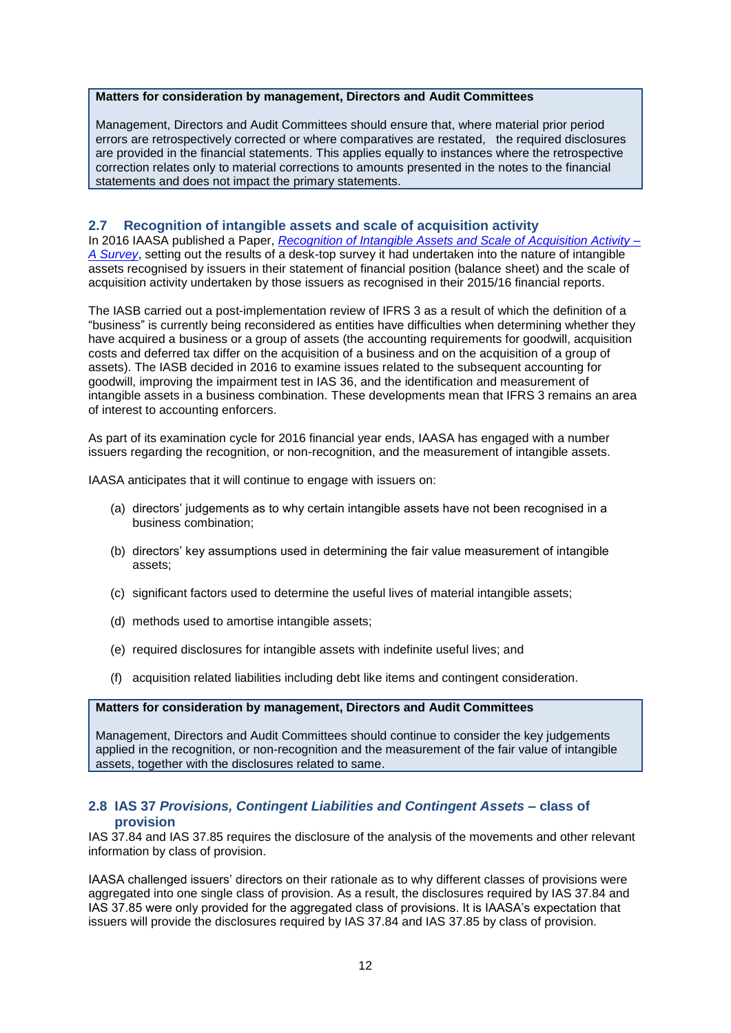**Matters for consideration by management, Directors and Audit Committees**

Management, Directors and Audit Committees should ensure that, where material prior period errors are retrospectively corrected or where comparatives are restated, the required disclosures are provided in the financial statements. This applies equally to instances where the retrospective correction relates only to material corrections to amounts presented in the notes to the financial statements and does not impact the primary statements.

## 2.7 Recognition of intangible assets and scale of acquisition activity

In 2016 IAASA published a Paper, *Recognition of Intangible Assets and Scale of Acquisition Activity – A Survey*, setting out the results of a desk-top survey it had undertaken into the nature of intangible assets recognised by issuers in their statement of financial position (balance sheet) and the scale of acquisition activity undertaken by those issuers as recognised in their 2015/16 financial reports.

The IASB carried out a post-implementation review of IFRS 3 as a result of which the definition of a "business" is currently being reconsidered as entities have difficulties when determining whether they have acquired a business or a group of assets (the accounting requirements for goodwill, acquisition costs and deferred tax differ on the acquisition of a business and on the acquisition of a group of assets). The IASB decided in 2016 to examine issues related to the subsequent accounting for goodwill, improving the impairment test in IAS 36, and the identification and measurement of intangible assets in a business combination. These developments mean that IFRS 3 remains an area of interest to accounting enforcers.

As part of its examination cycle for 2016 financial year ends, IAASA has engaged with a number issuers regarding the recognition, or non-recognition, and the measurement of intangible assets.

IAASA anticipates that it will continue to engage with issuers on:

(a) directors' judgements as to why certain intangible assets have not been recognised in a business combination;

(b) directors' key assumptions used in determining the fair value measurement of intangible assets;

(c) significant factors used to determine the useful lives of material intangible assets;

(d) methods used to amortise intangible assets;

(e) required disclosures for intangible assets with indefinite useful lives; and

(f) acquisition related liabilities including debt like items and contingent consideration.

**Matters for consideration by management, Directors and Audit Committees**

Management, Directors and Audit Committees should continue to consider the key judgements applied in the recognition, or non-recognition and the measurement of the fair value of intangible assets, together with the disclosures related to same.

## 2.8 IAS 37 *Provisions, Contingent Liabilities and Contingent Assets* – class of provision

IAS 37.84 and IAS 37.85 requires the disclosure of the analysis of the movements and other relevant information by class of provision.

IAASA challenged issuers' directors on their rationale as to why different classes of provisions were aggregated into one single class of provision. As a result, the disclosures required by IAS 37.84 and IAS 37.85 were only provided for the aggregated class of provisions. It is IAASA's expectation that issuers will provide the disclosures required by IAS 37.84 and IAS 37.85 by class of provision.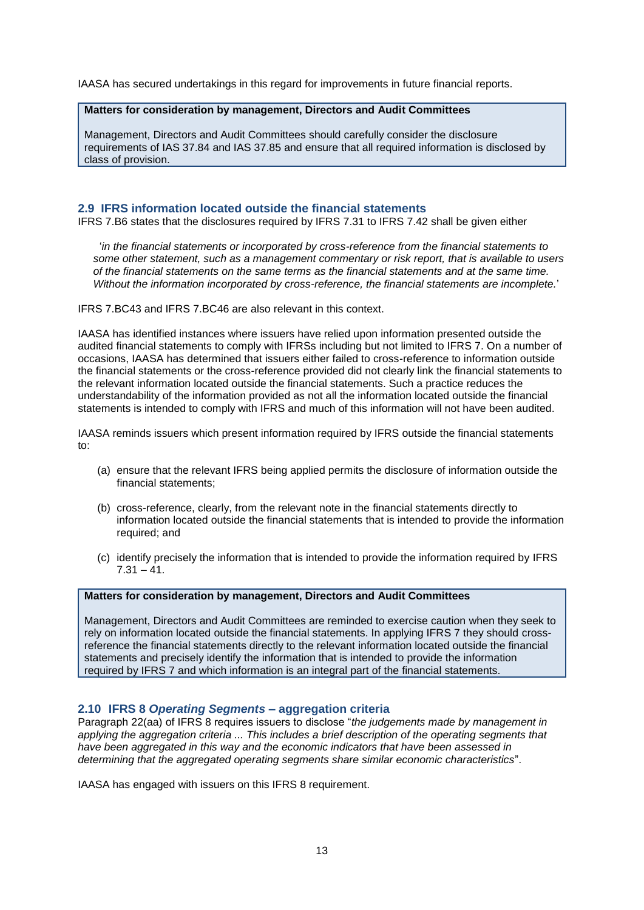IAASA has secured undertakings in this regard for improvements in future financial reports.

> **Matters for consideration by management, Directors and Audit Committees**
>
> Management, Directors and Audit Committees should carefully consider the disclosure requirements of IAS 37.84 and IAS 37.85 and ensure that all required information is disclosed by class of provision.

## 2.9 IFRS information located outside the financial statements

IFRS 7.B6 states that the disclosures required by IFRS 7.31 to IFRS 7.42 shall be given either

> '*in the financial statements or incorporated by cross-reference from the financial statements to some other statement, such as a management commentary or risk report, that is available to users of the financial statements on the same terms as the financial statements and at the same time. Without the information incorporated by cross-reference, the financial statements are incomplete.*'

IFRS 7.BC43 and IFRS 7.BC46 are also relevant in this context.

IAASA has identified instances where issuers have relied upon information presented outside the audited financial statements to comply with IFRSs including but not limited to IFRS 7. On a number of occasions, IAASA has determined that issuers either failed to cross-reference to information outside the financial statements or the cross-reference provided did not clearly link the financial statements to the relevant information located outside the financial statements. Such a practice reduces the understandability of the information provided as not all the information located outside the financial statements is intended to comply with IFRS and much of this information will not have been audited.

IAASA reminds issuers which present information required by IFRS outside the financial statements to:

(a) ensure that the relevant IFRS being applied permits the disclosure of information outside the financial statements;

(b) cross-reference, clearly, from the relevant note in the financial statements directly to information located outside the financial statements that is intended to provide the information required; and

(c) identify precisely the information that is intended to provide the information required by IFRS 7.31 – 41.

> **Matters for consideration by management, Directors and Audit Committees**
>
> Management, Directors and Audit Committees are reminded to exercise caution when they seek to rely on information located outside the financial statements. In applying IFRS 7 they should cross-reference the financial statements directly to the relevant information located outside the financial statements and precisely identify the information that is intended to provide the information required by IFRS 7 and which information is an integral part of the financial statements.

## 2.10 IFRS 8 *Operating Segments* – aggregation criteria

Paragraph 22(aa) of IFRS 8 requires issuers to disclose "*the judgements made by management in applying the aggregation criteria ... This includes a brief description of the operating segments that have been aggregated in this way and the economic indicators that have been assessed in determining that the aggregated operating segments share similar economic characteristics*".

IAASA has engaged with issuers on this IFRS 8 requirement.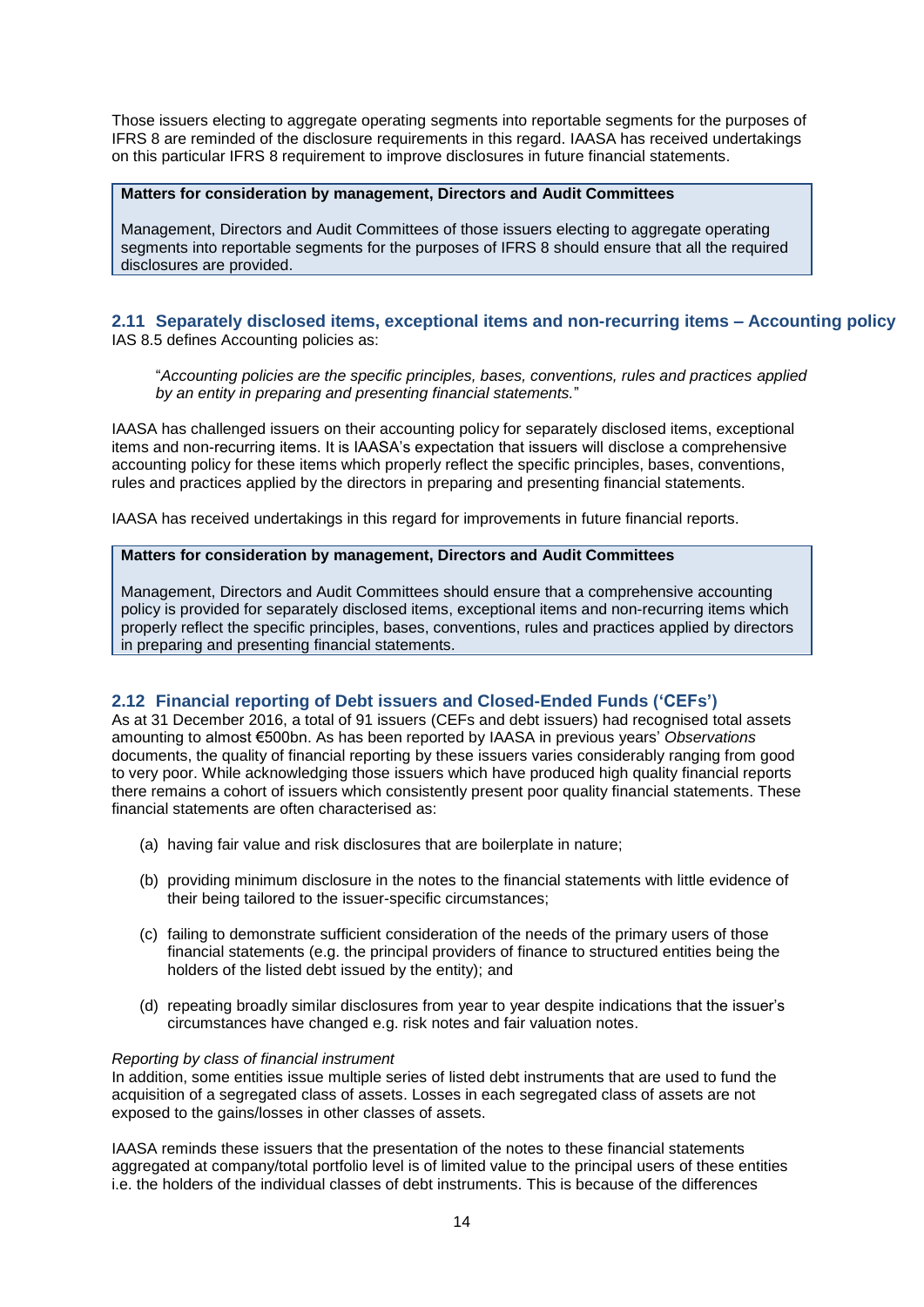Those issuers electing to aggregate operating segments into reportable segments for the purposes of IFRS 8 are reminded of the disclosure requirements in this regard. IAASA has received undertakings on this particular IFRS 8 requirement to improve disclosures in future financial statements.

> **Matters for consideration by management, Directors and Audit Committees**
>
> Management, Directors and Audit Committees of those issuers electing to aggregate operating segments into reportable segments for the purposes of IFRS 8 should ensure that all the required disclosures are provided.

## 2.11 Separately disclosed items, exceptional items and non-recurring items – Accounting policy

IAS 8.5 defines Accounting policies as:

> "*Accounting policies are the specific principles, bases, conventions, rules and practices applied by an entity in preparing and presenting financial statements.*"

IAASA has challenged issuers on their accounting policy for separately disclosed items, exceptional items and non-recurring items. It is IAASA's expectation that issuers will disclose a comprehensive accounting policy for these items which properly reflect the specific principles, bases, conventions, rules and practices applied by the directors in preparing and presenting financial statements.

IAASA has received undertakings in this regard for improvements in future financial reports.

> **Matters for consideration by management, Directors and Audit Committees**
>
> Management, Directors and Audit Committees should ensure that a comprehensive accounting policy is provided for separately disclosed items, exceptional items and non-recurring items which properly reflect the specific principles, bases, conventions, rules and practices applied by directors in preparing and presenting financial statements.

## 2.12 Financial reporting of Debt issuers and Closed-Ended Funds ('CEFs')

As at 31 December 2016, a total of 91 issuers (CEFs and debt issuers) had recognised total assets amounting to almost €500bn. As has been reported by IAASA in previous years' *Observations* documents, the quality of financial reporting by these issuers varies considerably ranging from good to very poor. While acknowledging those issuers which have produced high quality financial reports there remains a cohort of issuers which consistently present poor quality financial statements. These financial statements are often characterised as:

(a) having fair value and risk disclosures that are boilerplate in nature;

(b) providing minimum disclosure in the notes to the financial statements with little evidence of their being tailored to the issuer-specific circumstances;

(c) failing to demonstrate sufficient consideration of the needs of the primary users of those financial statements (e.g. the principal providers of finance to structured entities being the holders of the listed debt issued by the entity); and

(d) repeating broadly similar disclosures from year to year despite indications that the issuer's circumstances have changed e.g. risk notes and fair valuation notes.

*Reporting by class of financial instrument*

In addition, some entities issue multiple series of listed debt instruments that are used to fund the acquisition of a segregated class of assets. Losses in each segregated class of assets are not exposed to the gains/losses in other classes of assets.

IAASA reminds these issuers that the presentation of the notes to these financial statements aggregated at company/total portfolio level is of limited value to the principal users of these entities i.e. the holders of the individual classes of debt instruments. This is because of the differences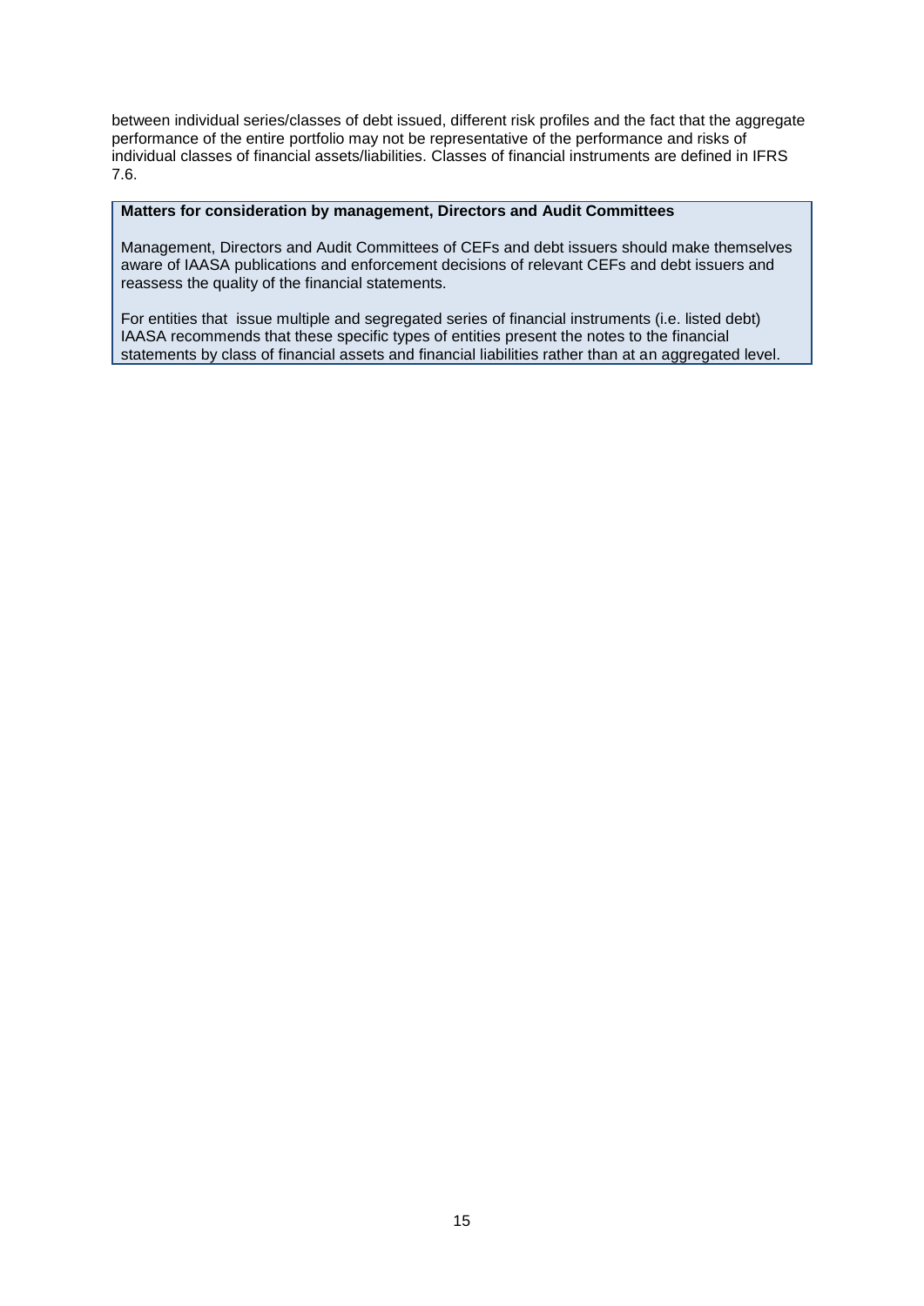between individual series/classes of debt issued, different risk profiles and the fact that the aggregate performance of the entire portfolio may not be representative of the performance and risks of individual classes of financial assets/liabilities. Classes of financial instruments are defined in IFRS 7.6.

**Matters for consideration by management, Directors and Audit Committees**

Management, Directors and Audit Committees of CEFs and debt issuers should make themselves aware of IAASA publications and enforcement decisions of relevant CEFs and debt issuers and reassess the quality of the financial statements.

For entities that issue multiple and segregated series of financial instruments (i.e. listed debt) IAASA recommends that these specific types of entities present the notes to the financial statements by class of financial assets and financial liabilities rather than at an aggregated level.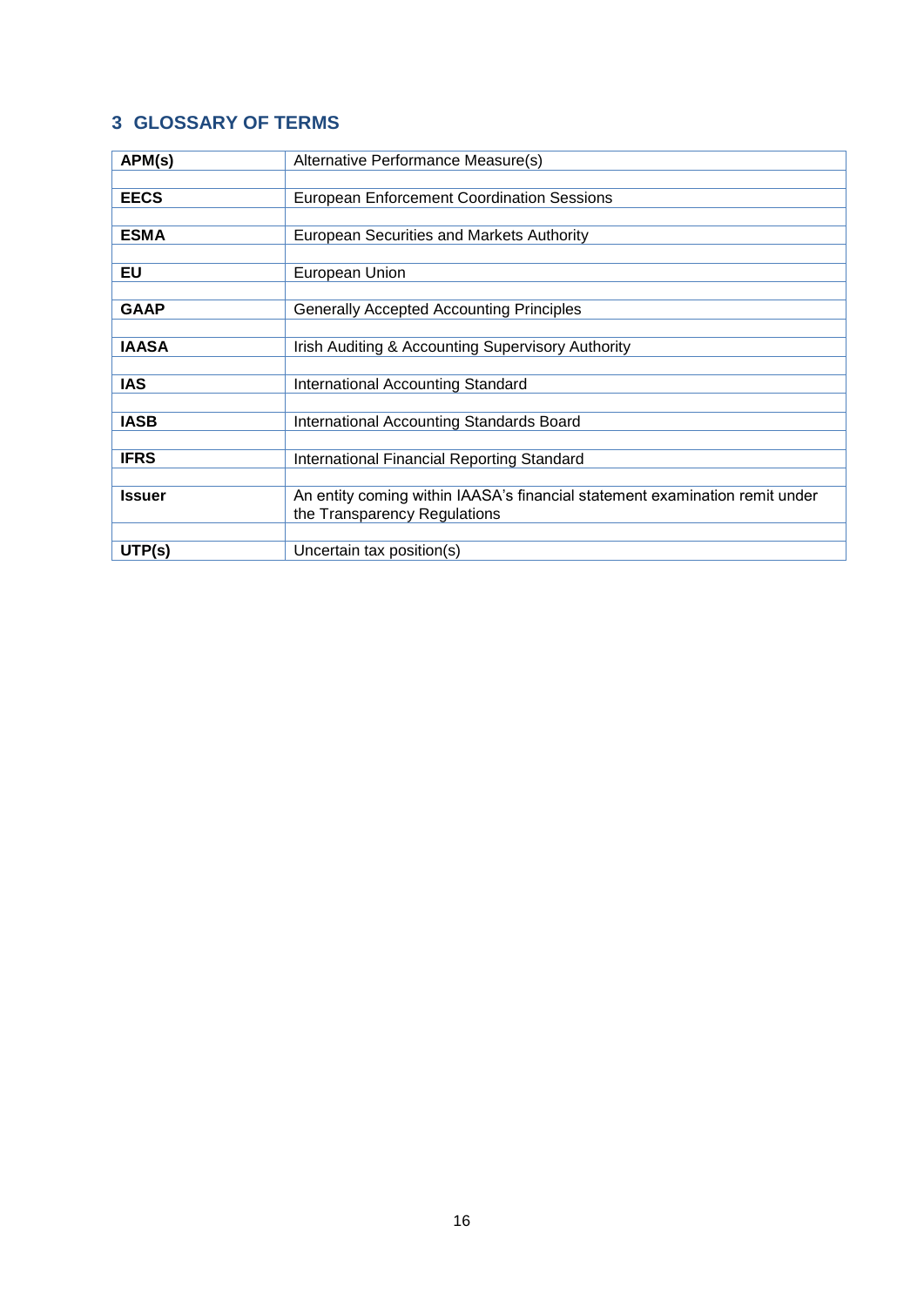## 3 GLOSSARY OF TERMS

| | |
|---|---|
| **APM(s)** | Alternative Performance Measure(s) |
| **EECS** | European Enforcement Coordination Sessions |
| **ESMA** | European Securities and Markets Authority |
| **EU** | European Union |
| **GAAP** | Generally Accepted Accounting Principles |
| **IAASA** | Irish Auditing & Accounting Supervisory Authority |
| **IAS** | International Accounting Standard |
| **IASB** | International Accounting Standards Board |
| **IFRS** | International Financial Reporting Standard |
| **Issuer** | An entity coming within IAASA's financial statement examination remit under the Transparency Regulations |
| **UTP(s)** | Uncertain tax position(s) |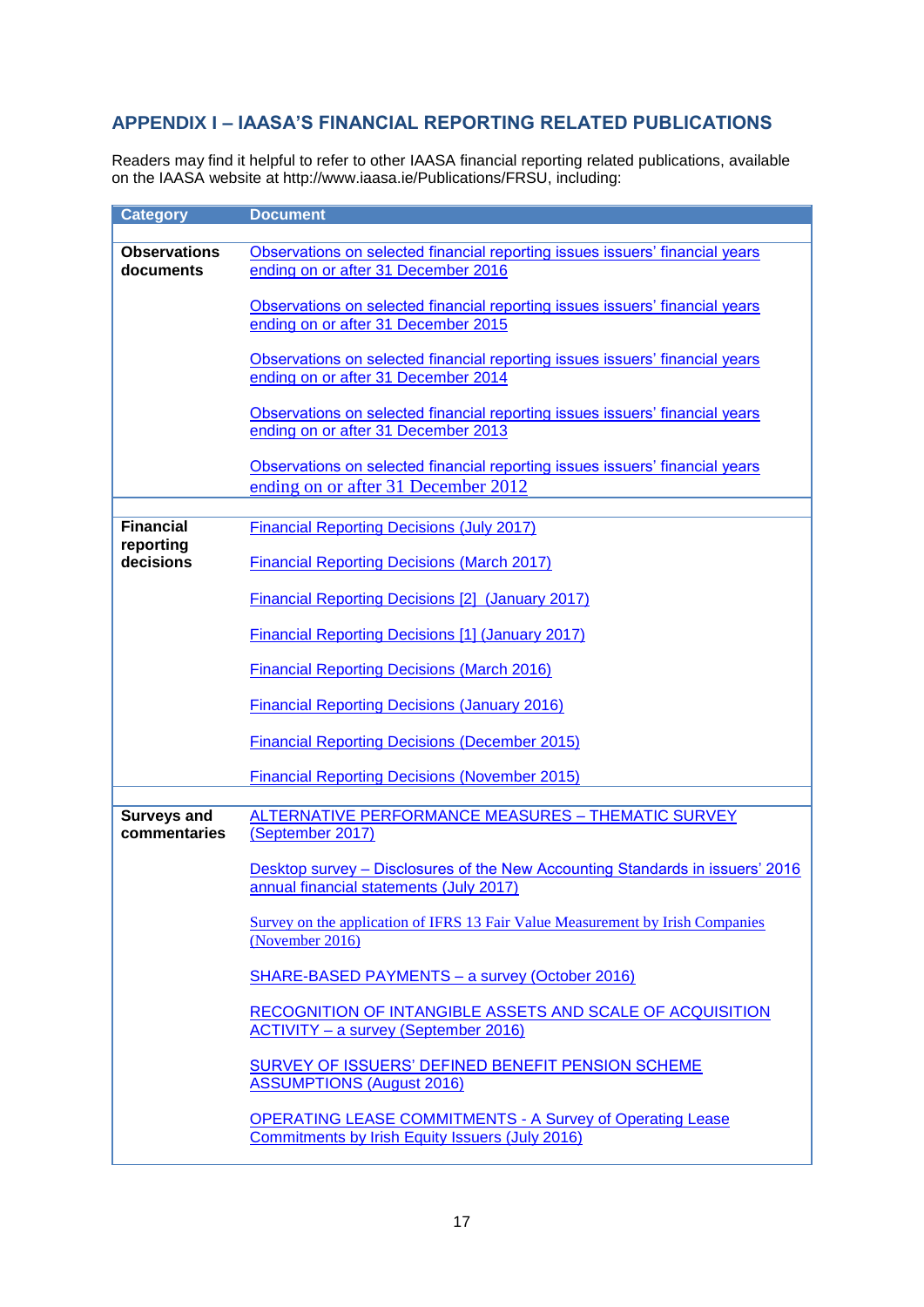## APPENDIX I – IAASA'S FINANCIAL REPORTING RELATED PUBLICATIONS

Readers may find it helpful to refer to other IAASA financial reporting related publications, available on the IAASA website at http://www.iaasa.ie/Publications/FRSU, including:

| Category | Document |
|---|---|
| **Observations documents** | Observations on selected financial reporting issues issuers' financial years ending on or after 31 December 2016<br><br>Observations on selected financial reporting issues issuers' financial years ending on or after 31 December 2015<br><br>Observations on selected financial reporting issues issuers' financial years ending on or after 31 December 2014<br><br>Observations on selected financial reporting issues issuers' financial years ending on or after 31 December 2013<br><br>Observations on selected financial reporting issues issuers' financial years ending on or after 31 December 2012 |
| **Financial reporting decisions** | Financial Reporting Decisions (July 2017)<br><br>Financial Reporting Decisions (March 2017)<br><br>Financial Reporting Decisions [2] (January 2017)<br><br>Financial Reporting Decisions [1] (January 2017)<br><br>Financial Reporting Decisions (March 2016)<br><br>Financial Reporting Decisions (January 2016)<br><br>Financial Reporting Decisions (December 2015)<br><br>Financial Reporting Decisions (November 2015) |
| **Surveys and commentaries** | ALTERNATIVE PERFORMANCE MEASURES – THEMATIC SURVEY (September 2017)<br><br>Desktop survey – Disclosures of the New Accounting Standards in issuers' 2016 annual financial statements (July 2017)<br><br>Survey on the application of IFRS 13 Fair Value Measurement by Irish Companies (November 2016)<br><br>SHARE-BASED PAYMENTS – a survey (October 2016)<br><br>RECOGNITION OF INTANGIBLE ASSETS AND SCALE OF ACQUISITION ACTIVITY – a survey (September 2016)<br><br>SURVEY OF ISSUERS' DEFINED BENEFIT PENSION SCHEME ASSUMPTIONS (August 2016)<br><br>OPERATING LEASE COMMITMENTS - A Survey of Operating Lease Commitments by Irish Equity Issuers (July 2016) |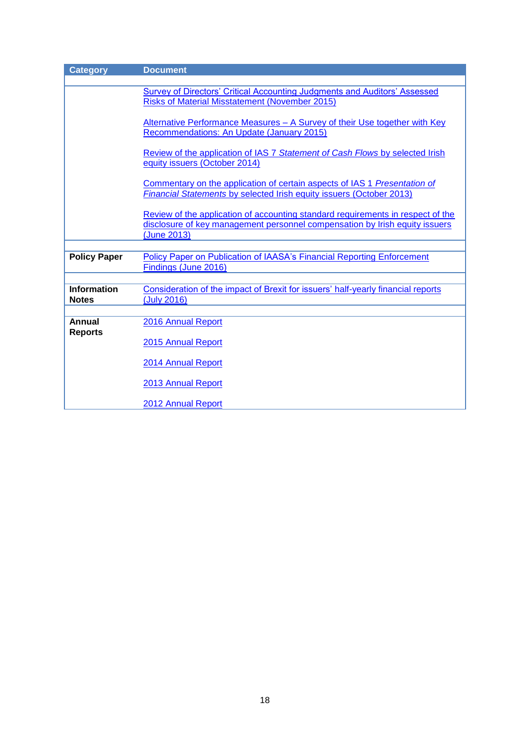| Category | Document |
|---|---|
| | Survey of Directors' Critical Accounting Judgments and Auditors' Assessed Risks of Material Misstatement (November 2015)<br><br>Alternative Performance Measures – A Survey of their Use together with Key Recommendations: An Update (January 2015)<br><br>Review of the application of IAS 7 *Statement of Cash Flows* by selected Irish equity issuers (October 2014)<br><br>Commentary on the application of certain aspects of IAS 1 *Presentation of Financial Statements* by selected Irish equity issuers (October 2013)<br><br>Review of the application of accounting standard requirements in respect of the disclosure of key management personnel compensation by Irish equity issuers (June 2013) |
| **Policy Paper** | Policy Paper on Publication of IAASA's Financial Reporting Enforcement Findings (June 2016) |
| **Information Notes** | Consideration of the impact of Brexit for issuers' half-yearly financial reports (July 2016) |
| **Annual Reports** | 2016 Annual Report<br><br>2015 Annual Report<br><br>2014 Annual Report<br><br>2013 Annual Report<br><br>2012 Annual Report |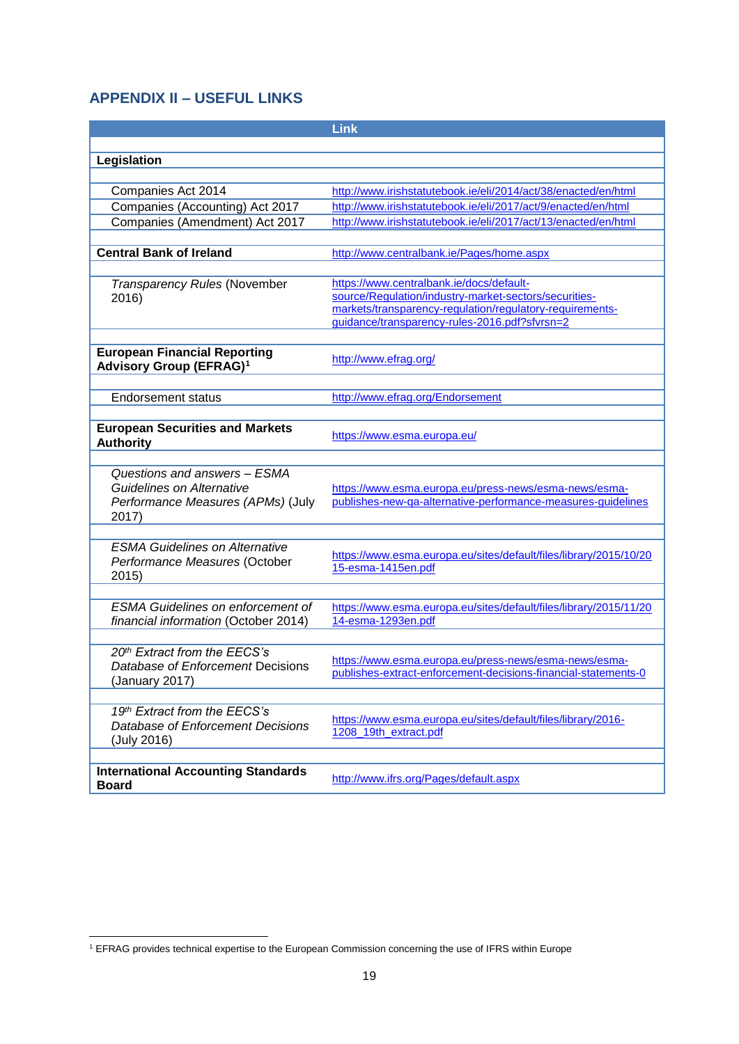## APPENDIX II – USEFUL LINKS

| | Link |
|---|---|
| **Legislation** | |
| Companies Act 2014 | http://www.irishstatutebook.ie/eli/2014/act/38/enacted/en/html |
| Companies (Accounting) Act 2017 | http://www.irishstatutebook.ie/eli/2017/act/9/enacted/en/html |
| Companies (Amendment) Act 2017 | http://www.irishstatutebook.ie/eli/2017/act/13/enacted/en/html |
| **Central Bank of Ireland** | http://www.centralbank.ie/Pages/home.aspx |
| *Transparency Rules* (November 2016) | https://www.centralbank.ie/docs/default-source/Regulation/industry-market-sectors/securities-markets/transparency-regulation/regulatory-requirements-guidance/transparency-rules-2016.pdf?sfvrsn=2 |
| **European Financial Reporting Advisory Group (EFRAG)**[1] | http://www.efrag.org/ |
| Endorsement status | http://www.efrag.org/Endorsement |
| **European Securities and Markets Authority** | https://www.esma.europa.eu/ |
| *Questions and answers – ESMA Guidelines on Alternative Performance Measures (APMs)* (July 2017) | https://www.esma.europa.eu/press-news/esma-news/esma-publishes-new-qa-alternative-performance-measures-guidelines |
| *ESMA Guidelines on Alternative Performance Measures* (October 2015) | https://www.esma.europa.eu/sites/default/files/library/2015/10/2015-esma-1415en.pdf |
| *ESMA Guidelines on enforcement of financial information* (October 2014) | https://www.esma.europa.eu/sites/default/files/library/2015/11/2014-esma-1293en.pdf |
| *20th Extract from the EECS's Database of Enforcement* Decisions (January 2017) | https://www.esma.europa.eu/press-news/esma-news/esma-publishes-extract-enforcement-decisions-financial-statements-0 |
| *19th Extract from the EECS's Database of Enforcement Decisions* (July 2016) | https://www.esma.europa.eu/sites/default/files/library/2016-1208_19th_extract.pdf |
| **International Accounting Standards Board** | http://www.ifrs.org/Pages/default.aspx |

[1] EFRAG provides technical expertise to the European Commission concerning the use of IFRS within Europe